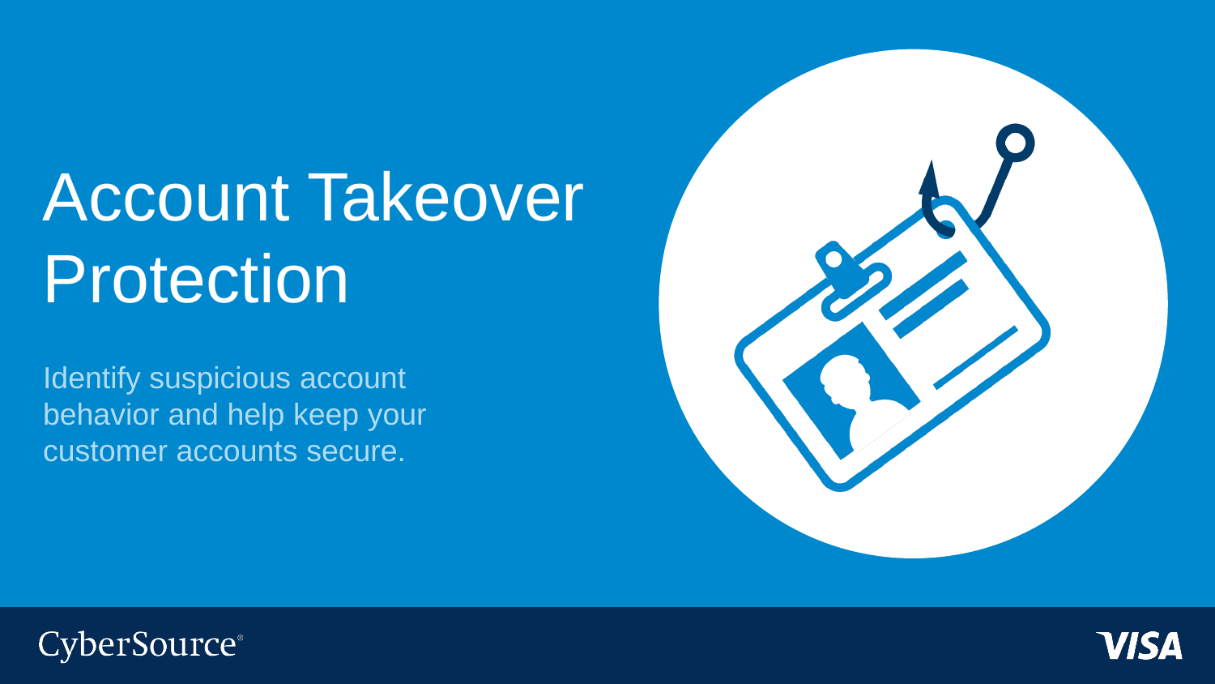# Account Takeover Protection

Identify suspicious account behavior and help keep your customer accounts secure.

CyberSource®

VISA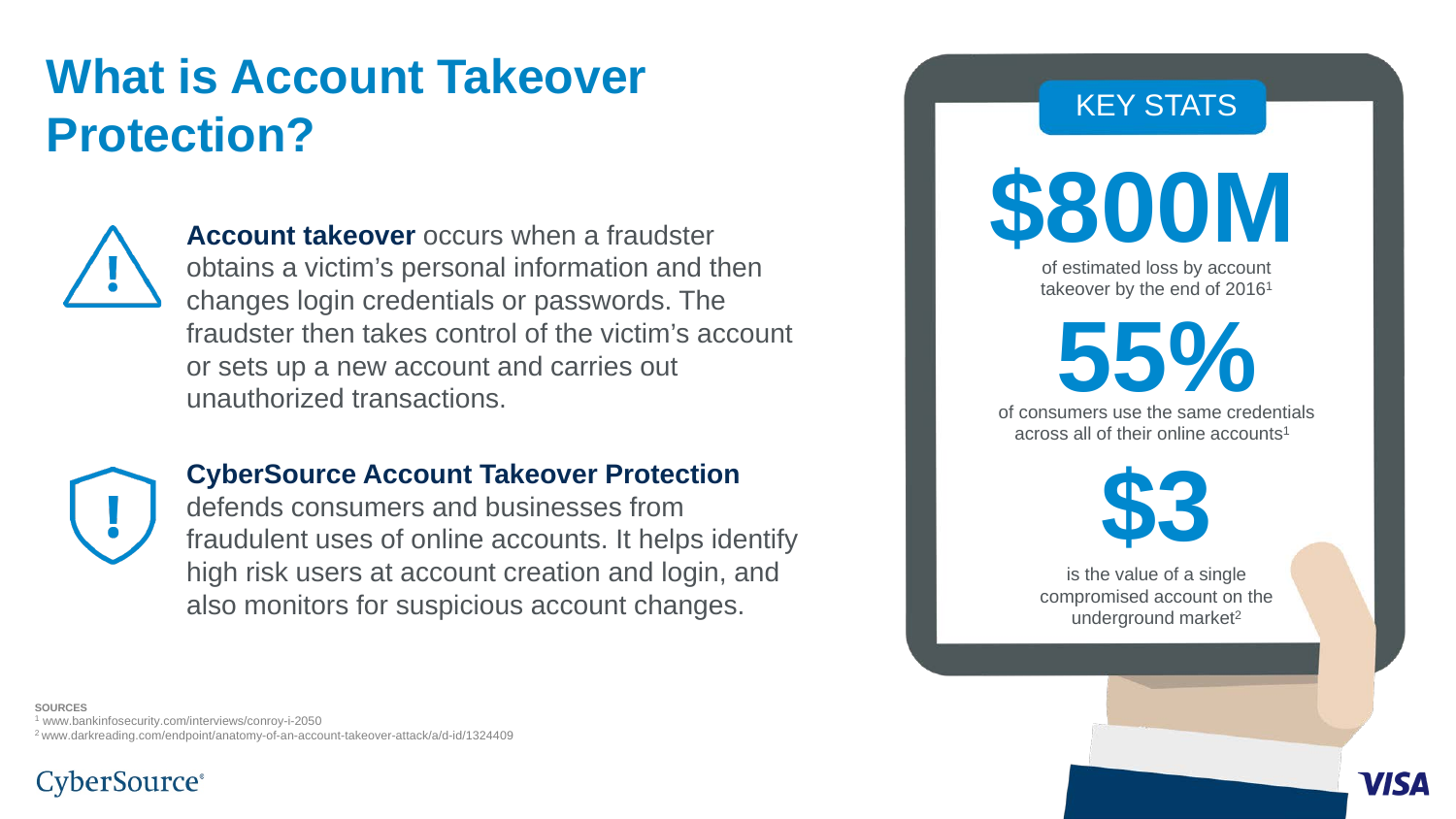# What is Account Takeover Protection?

**Account takeover** occurs when a fraudster obtains a victim's personal information and then changes login credentials or passwords. The fraudster then takes control of the victim's account or sets up a new account and carries out unauthorized transactions.

**CyberSource Account Takeover Protection** defends consumers and businesses from fraudulent uses of online accounts. It helps identify high risk users at account creation and login, and also monitors for suspicious account changes.

## KEY STATS

**$800M**

of estimated loss by account takeover by the end of 2016[1]

**55%**

of consumers use the same credentials across all of their online accounts[1]

**$3**

is the value of a single compromised account on the underground market[2]

**SOURCES**

[1] www.bankinfosecurity.com/interviews/conroy-i-2050

[2] www.darkreading.com/endpoint/anatomy-of-an-account-takeover-attack/a/d-id/1324409

CyberSource

VISA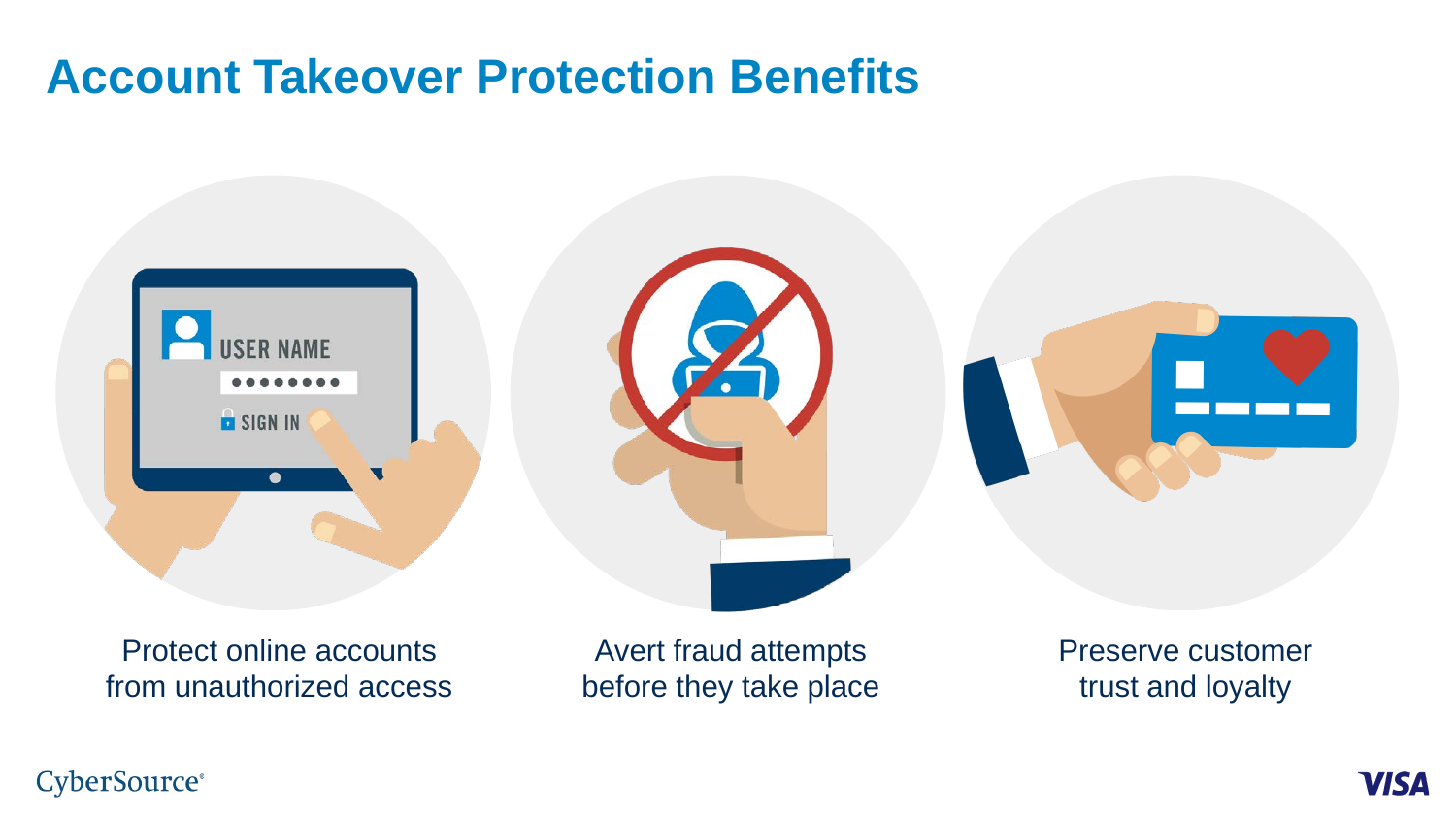# Account Takeover Protection Benefits

Protect online accounts from unauthorized access

Avert fraud attempts before they take place

Preserve customer trust and loyalty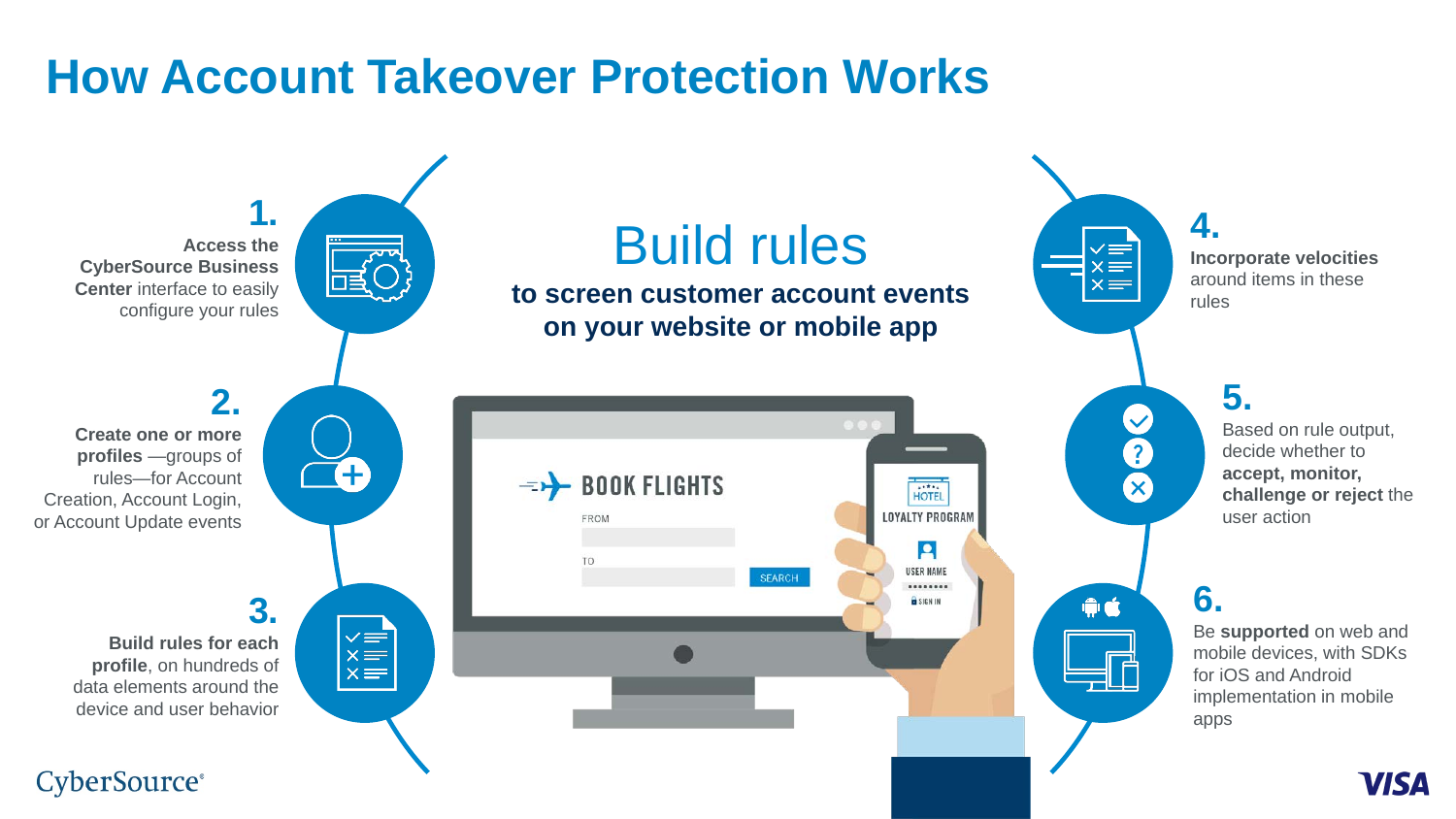# How Account Takeover Protection Works

## Build rules

**to screen customer account events on your website or mobile app**

**1.** **Access the CyberSource Business Center** interface to easily configure your rules

**2.** **Create one or more profiles** —groups of rules—for Account Creation, Account Login, or Account Update events

**3.** **Build rules for each profile**, on hundreds of data elements around the device and user behavior

**4.** **Incorporate velocities** around items in these rules

**5.** Based on rule output, decide whether to **accept, monitor, challenge or reject** the user action

**6.** Be **supported** on web and mobile devices, with SDKs for iOS and Android implementation in mobile apps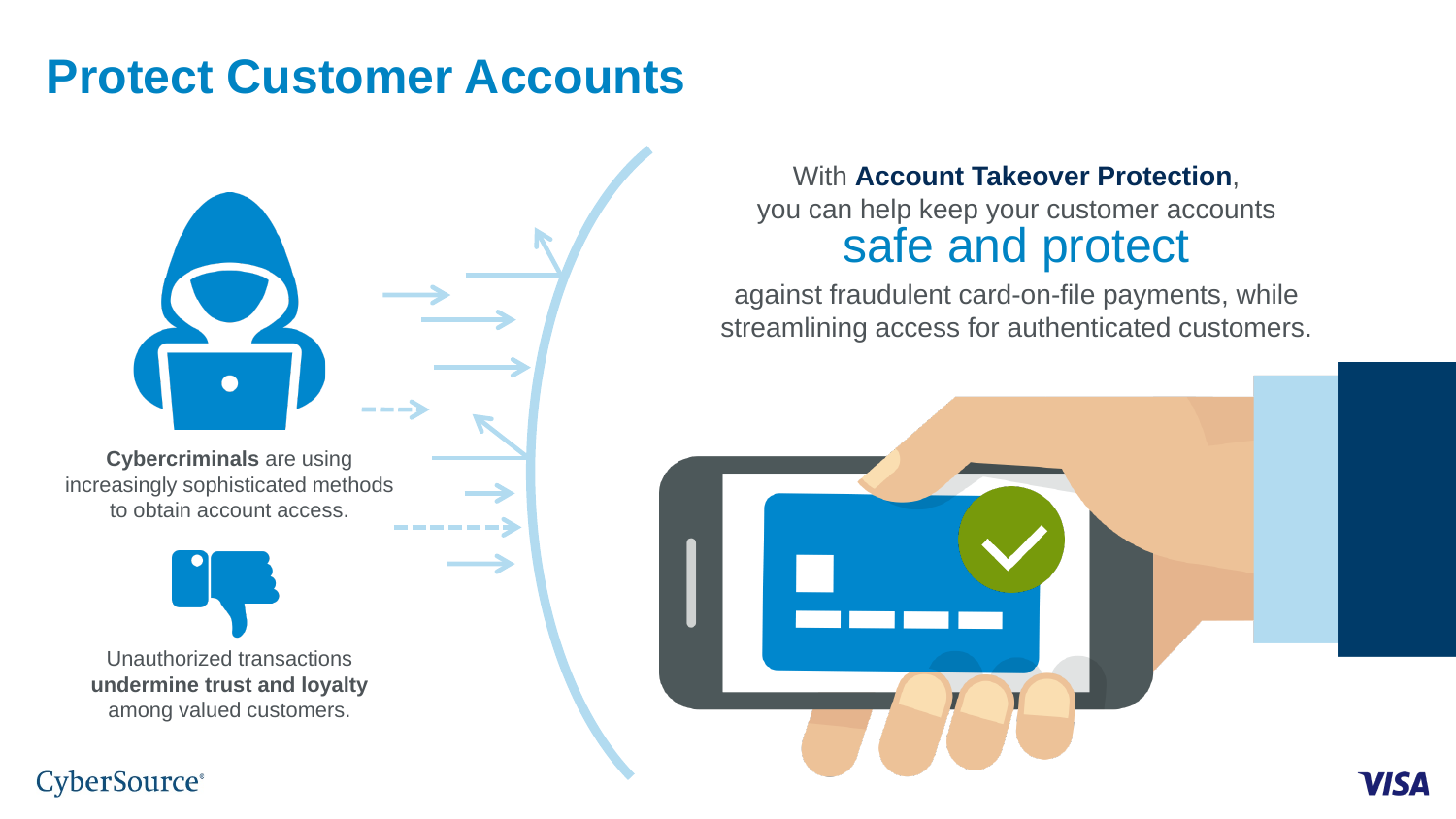# Protect Customer Accounts

**Cybercriminals** are using increasingly sophisticated methods to obtain account access.

Unauthorized transactions **undermine trust and loyalty** among valued customers.

With **Account Takeover Protection**, you can help keep your customer accounts safe and protect against fraudulent card-on-file payments, while streamlining access for authenticated customers.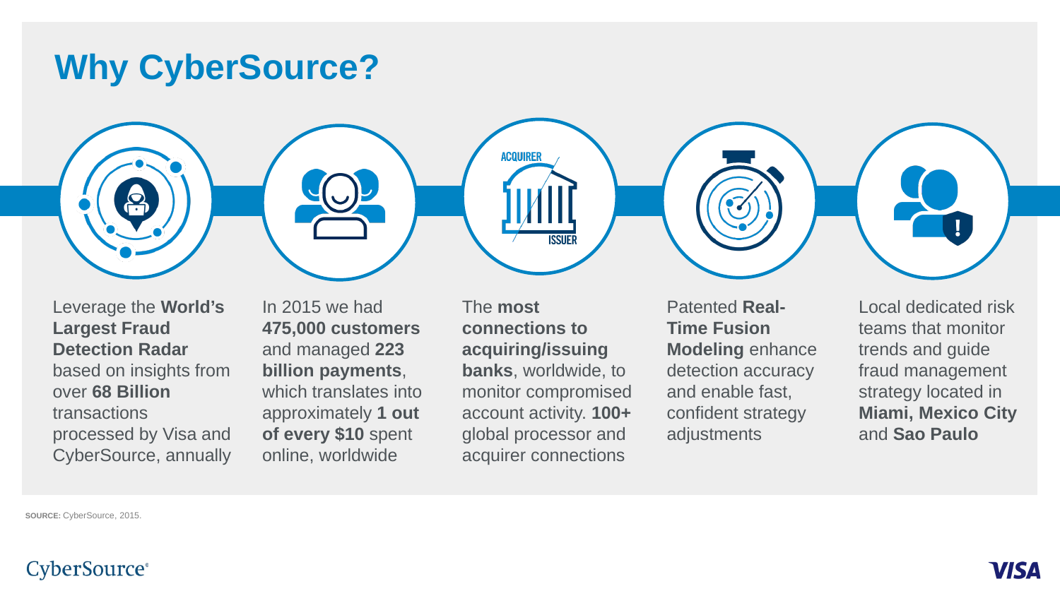# Why CyberSource?

Leverage the **World's Largest Fraud Detection Radar** based on insights from over **68 Billion** transactions processed by Visa and CyberSource, annually

In 2015 we had **475,000 customers** and managed **223 billion payments**, which translates into approximately **1 out of every $10** spent online, worldwide

The **most connections to acquiring/issuing banks**, worldwide, to monitor compromised account activity. **100+** global processor and acquirer connections

Patented **Real-Time Fusion Modeling** enhance detection accuracy and enable fast, confident strategy adjustments

Local dedicated risk teams that monitor trends and guide fraud management strategy located in **Miami, Mexico City** and **Sao Paulo**

**SOURCE:** CyberSource, 2015.